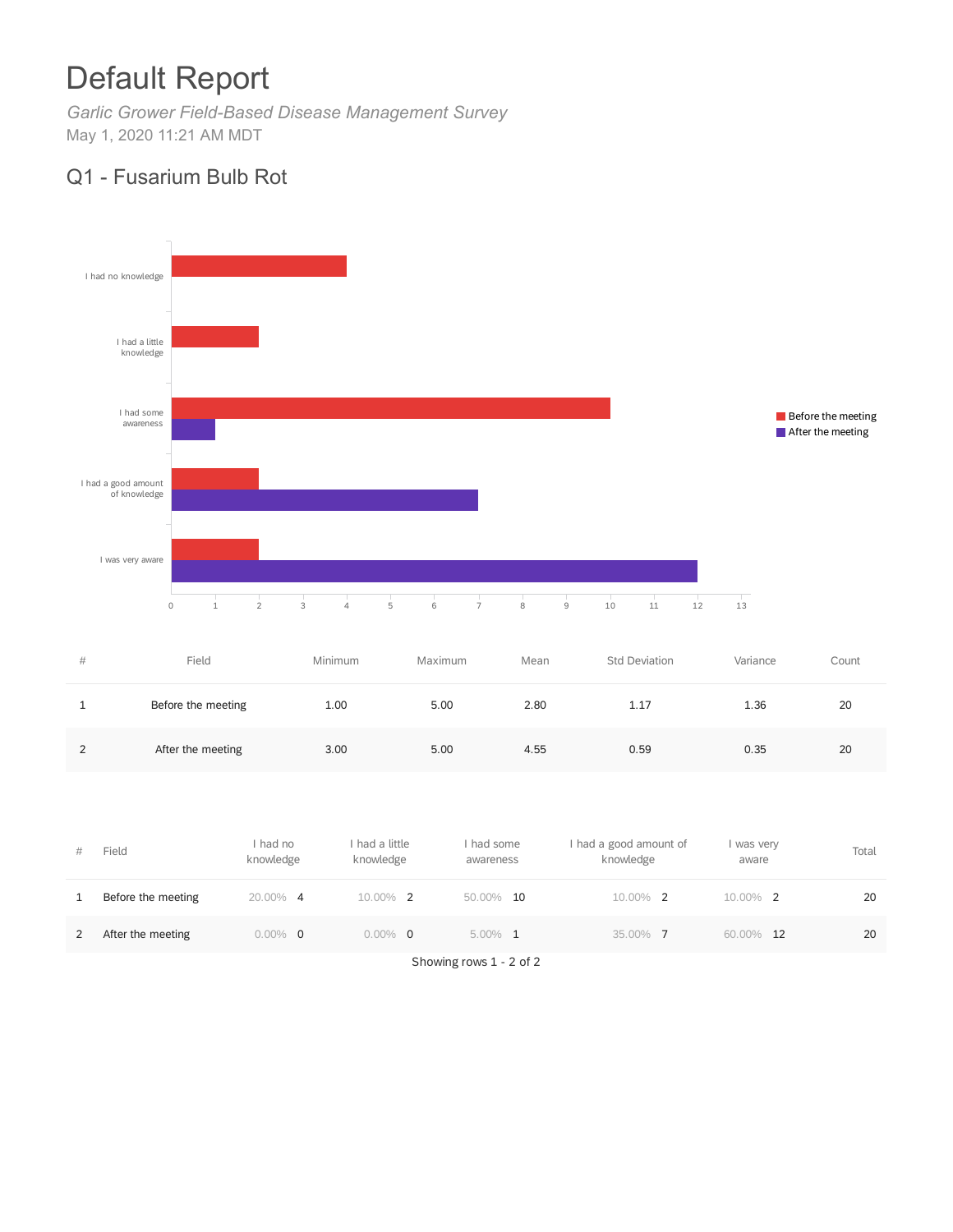# Default Report

*Garlic Grower Field-Based Disease Management Survey*

May 1, 2020 11:21 AM MDT

## Q1 - Fusarium Bulb Rot

| # | Field | Minimum | Maximum | Mean | Std Deviation | Variance | Count |
|---|---|---|---|---|---|---|---|
| 1 | Before the meeting | 1.00 | 5.00 | 2.80 | 1.17 | 1.36 | 20 |
| 2 | After the meeting | 3.00 | 5.00 | 4.55 | 0.59 | 0.35 | 20 |

| # | Field | I had no knowledge | I had a little knowledge | I had some awareness | I had a good amount of knowledge | I was very aware | Total |
|---|---|---|---|---|---|---|---|
| 1 | Before the meeting | 20.00% 4 | 10.00% 2 | 50.00% 10 | 10.00% 2 | 10.00% 2 | 20 |
| 2 | After the meeting | 0.00% 0 | 0.00% 0 | 5.00% 1 | 35.00% 7 | 60.00% 12 | 20 |

Showing rows 1 - 2 of 2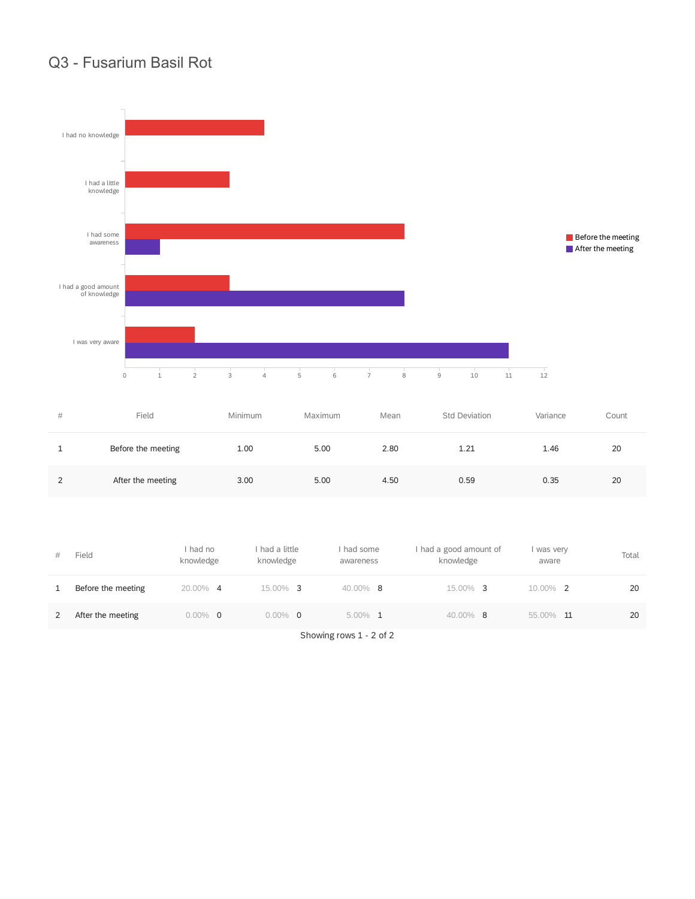# Q3 - Fusarium Basil Rot

| # | Field | Minimum | Maximum | Mean | Std Deviation | Variance | Count |
|---|---|---|---|---|---|---|---|
| 1 | Before the meeting | 1.00 | 5.00 | 2.80 | 1.21 | 1.46 | 20 |
| 2 | After the meeting | 3.00 | 5.00 | 4.50 | 0.59 | 0.35 | 20 |

| # | Field | I had no knowledge | I had a little knowledge | I had some awareness | I had a good amount of knowledge | I was very aware | Total |
|---|---|---|---|---|---|---|---|
| 1 | Before the meeting | 20.00% 4 | 15.00% 3 | 40.00% 8 | 15.00% 3 | 10.00% 2 | 20 |
| 2 | After the meeting | 0.00% 0 | 0.00% 0 | 5.00% 1 | 40.00% 8 | 55.00% 11 | 20 |

Showing rows 1 - 2 of 2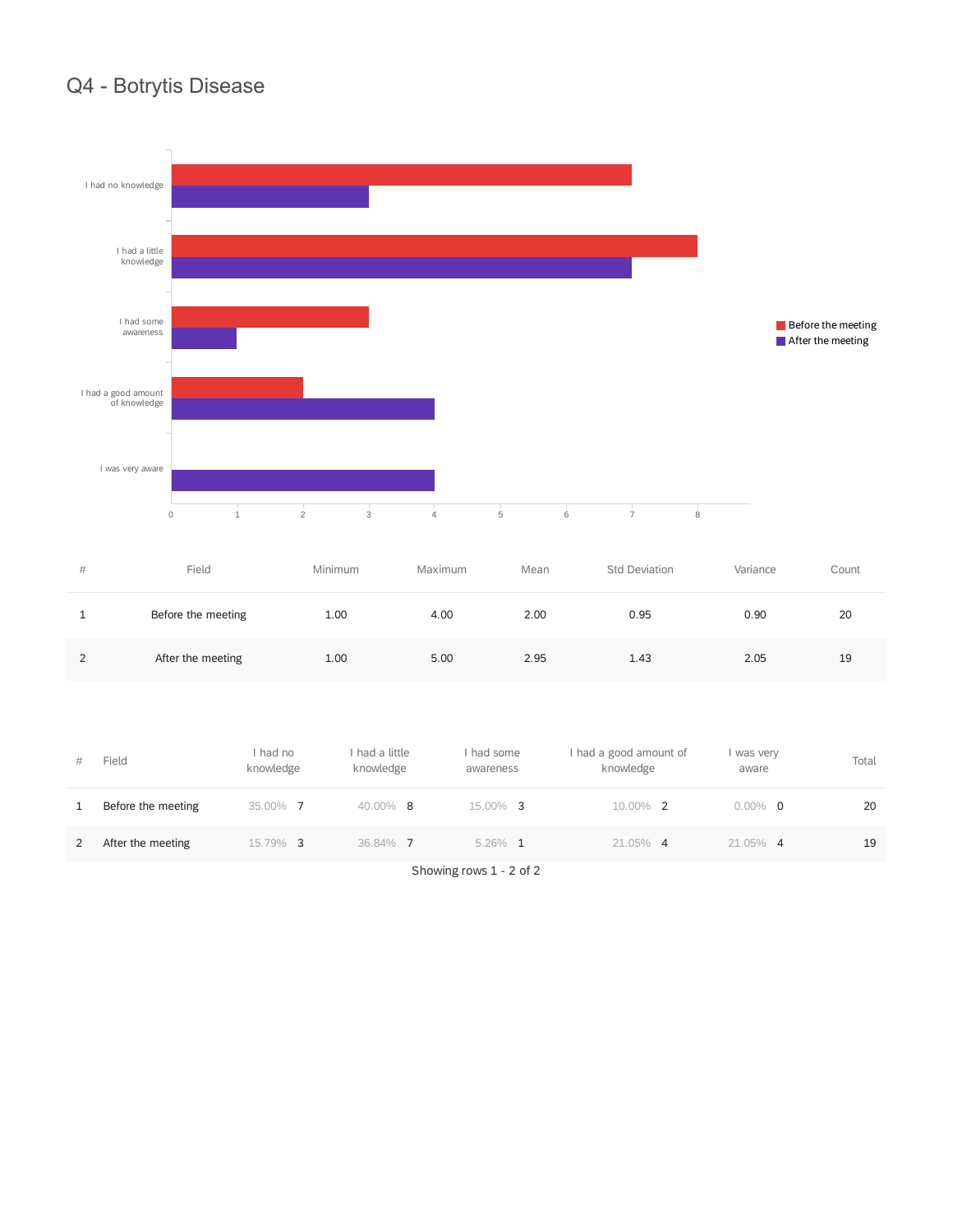# Q4 - Botrytis Disease

| # | Field | Minimum | Maximum | Mean | Std Deviation | Variance | Count |
|---|---|---|---|---|---|---|---|
| 1 | Before the meeting | 1.00 | 4.00 | 2.00 | 0.95 | 0.90 | 20 |
| 2 | After the meeting | 1.00 | 5.00 | 2.95 | 1.43 | 2.05 | 19 |

| # | Field | I had no knowledge | I had a little knowledge | I had some awareness | I had a good amount of knowledge | I was very aware | Total |
|---|---|---|---|---|---|---|---|
| 1 | Before the meeting | 35.00% 7 | 40.00% 8 | 15.00% 3 | 10.00% 2 | 0.00% 0 | 20 |
| 2 | After the meeting | 15.79% 3 | 36.84% 7 | 5.26% 1 | 21.05% 4 | 21.05% 4 | 19 |

Showing rows 1 - 2 of 2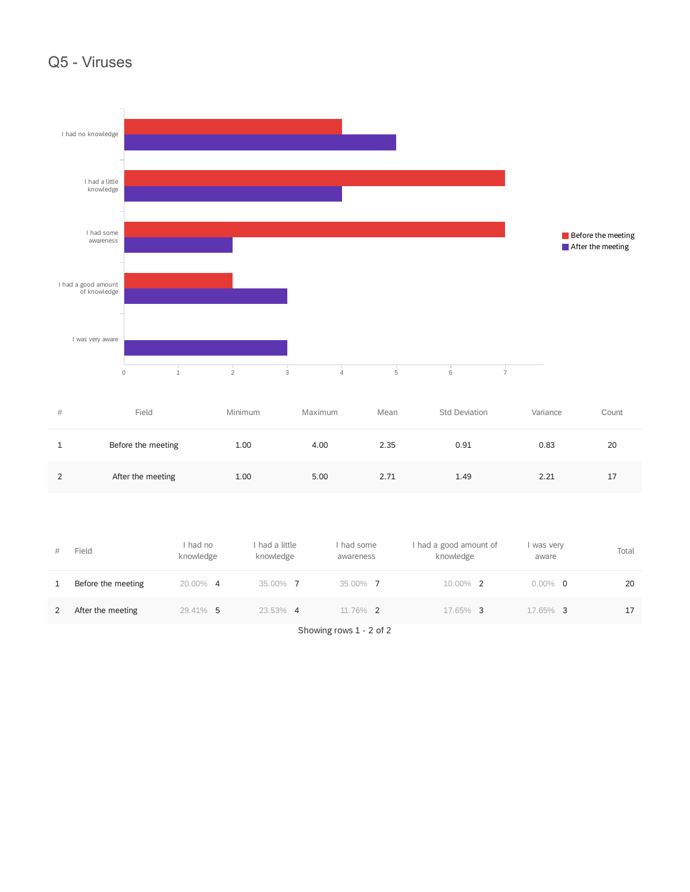# Q5 - Viruses

| # | Field | Minimum | Maximum | Mean | Std Deviation | Variance | Count |
|---|---|---|---|---|---|---|---|
| 1 | Before the meeting | 1.00 | 4.00 | 2.35 | 0.91 | 0.83 | 20 |
| 2 | After the meeting | 1.00 | 5.00 | 2.71 | 1.49 | 2.21 | 17 |

| # | Field | I had no knowledge | | I had a little knowledge | | I had some awareness | | I had a good amount of knowledge | | I was very aware | | Total |
|---|---|---|---|---|---|---|---|---|---|---|---|---|
| 1 | Before the meeting | 20.00% | 4 | 35.00% | 7 | 35.00% | 7 | 10.00% | 2 | 0.00% | 0 | 20 |
| 2 | After the meeting | 29.41% | 5 | 23.53% | 4 | 11.76% | 2 | 17.65% | 3 | 17.65% | 3 | 17 |

Showing rows 1 - 2 of 2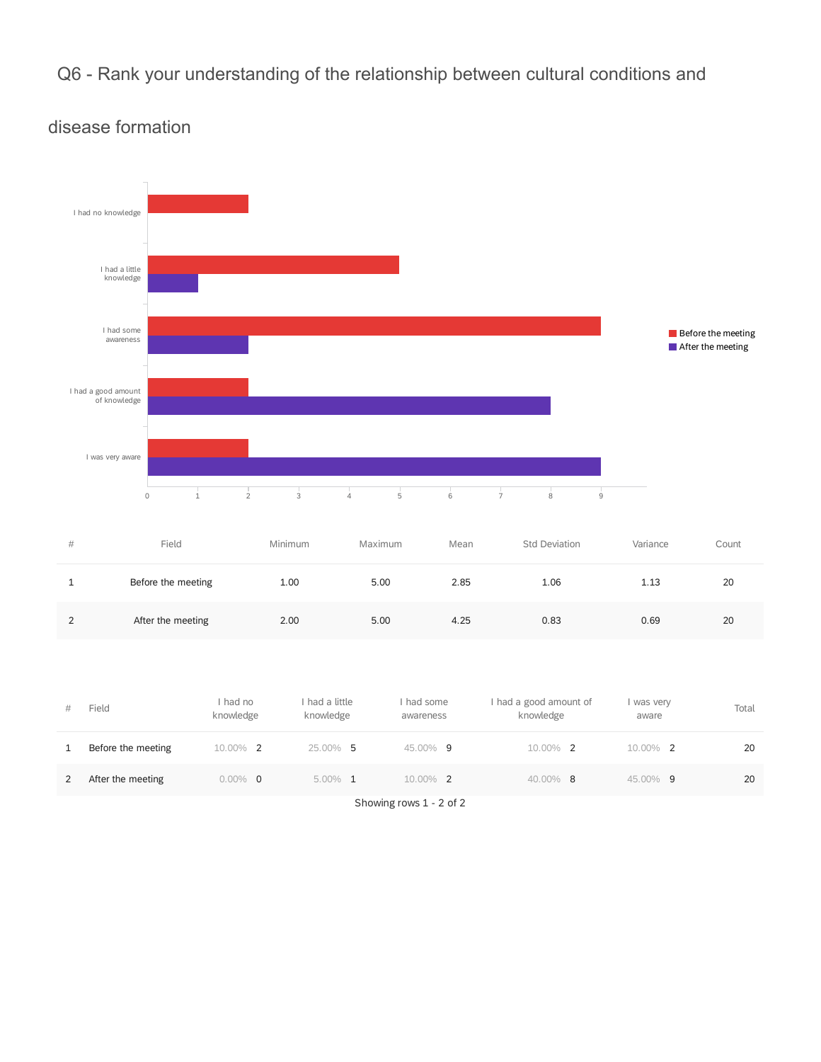# Q6 - Rank your understanding of the relationship between cultural conditions and disease formation

| # | Field | Minimum | Maximum | Mean | Std Deviation | Variance | Count |
|---|---|---|---|---|---|---|---|
| 1 | Before the meeting | 1.00 | 5.00 | 2.85 | 1.06 | 1.13 | 20 |
| 2 | After the meeting | 2.00 | 5.00 | 4.25 | 0.83 | 0.69 | 20 |

| # | Field | I had no knowledge | I had a little knowledge | I had some awareness | I had a good amount of knowledge | I was very aware | Total |
|---|---|---|---|---|---|---|---|
| 1 | Before the meeting | 10.00% 2 | 25.00% 5 | 45.00% 9 | 10.00% 2 | 10.00% 2 | 20 |
| 2 | After the meeting | 0.00% 0 | 5.00% 1 | 10.00% 2 | 40.00% 8 | 45.00% 9 | 20 |

Showing rows 1 - 2 of 2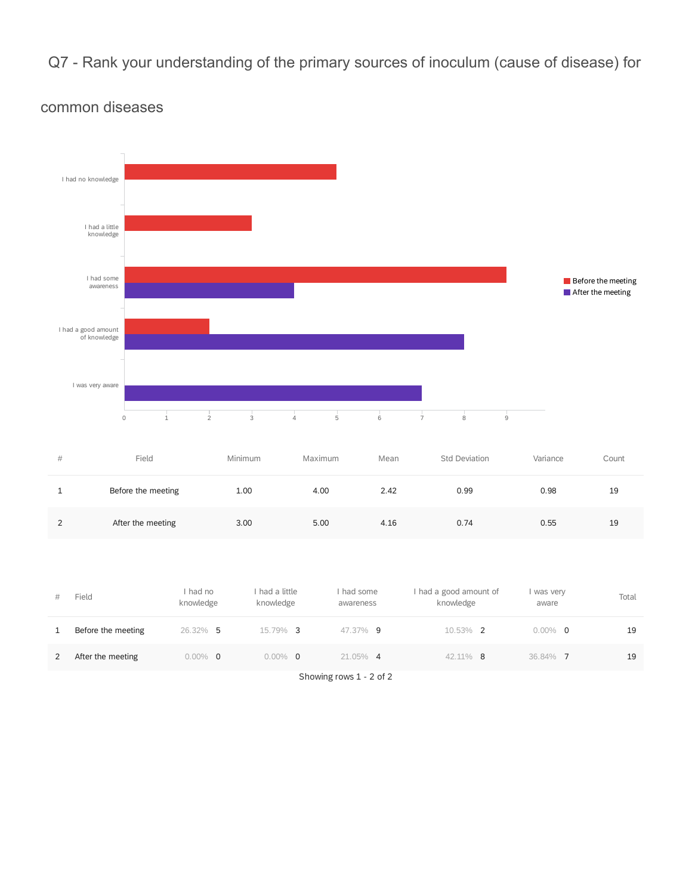# Q7 - Rank your understanding of the primary sources of inoculum (cause of disease) for common diseases

| # | Field | Minimum | Maximum | Mean | Std Deviation | Variance | Count |
|---|---|---|---|---|---|---|---|
| 1 | Before the meeting | 1.00 | 4.00 | 2.42 | 0.99 | 0.98 | 19 |
| 2 | After the meeting | 3.00 | 5.00 | 4.16 | 0.74 | 0.55 | 19 |

| # | Field | I had no knowledge | I had a little knowledge | I had some awareness | I had a good amount of knowledge | I was very aware | Total |
|---|---|---|---|---|---|---|---|
| 1 | Before the meeting | 26.32% 5 | 15.79% 3 | 47.37% 9 | 10.53% 2 | 0.00% 0 | 19 |
| 2 | After the meeting | 0.00% 0 | 0.00% 0 | 21.05% 4 | 42.11% 8 | 36.84% 7 | 19 |

Showing rows 1 - 2 of 2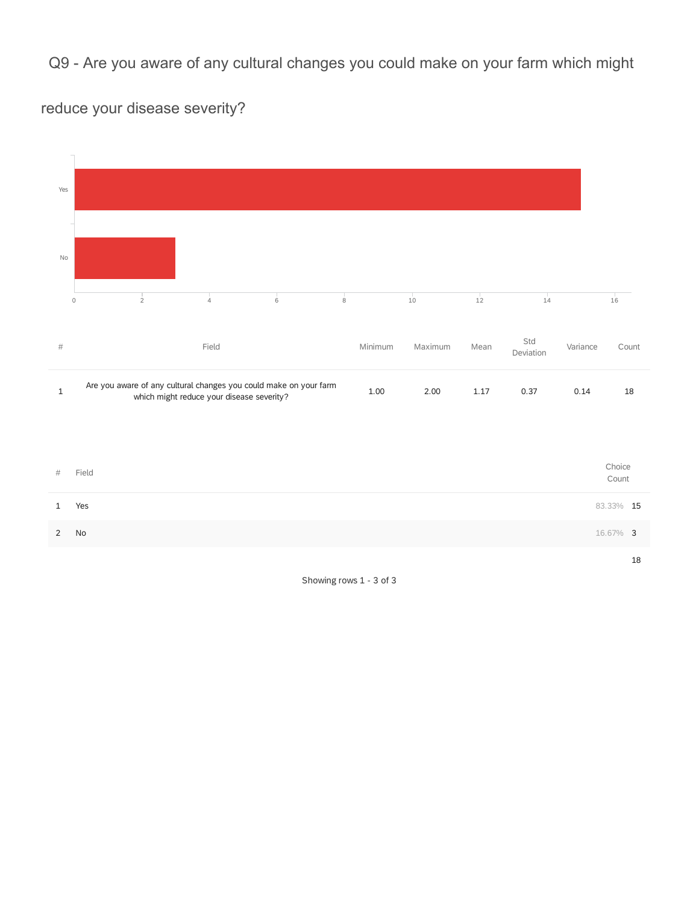## Q9 - Are you aware of any cultural changes you could make on your farm which might reduce your disease severity?

| # | Field | Minimum | Maximum | Mean | Std Deviation | Variance | Count |
|---|---|---|---|---|---|---|---|
| 1 | Are you aware of any cultural changes you could make on your farm which might reduce your disease severity? | 1.00 | 2.00 | 1.17 | 0.37 | 0.14 | 18 |

| # | Field | Choice Count | |
|---|---|---|---|
| 1 | Yes | 83.33% | 15 |
| 2 | No | 16.67% | 3 |
| | | | 18 |

Showing rows 1 - 3 of 3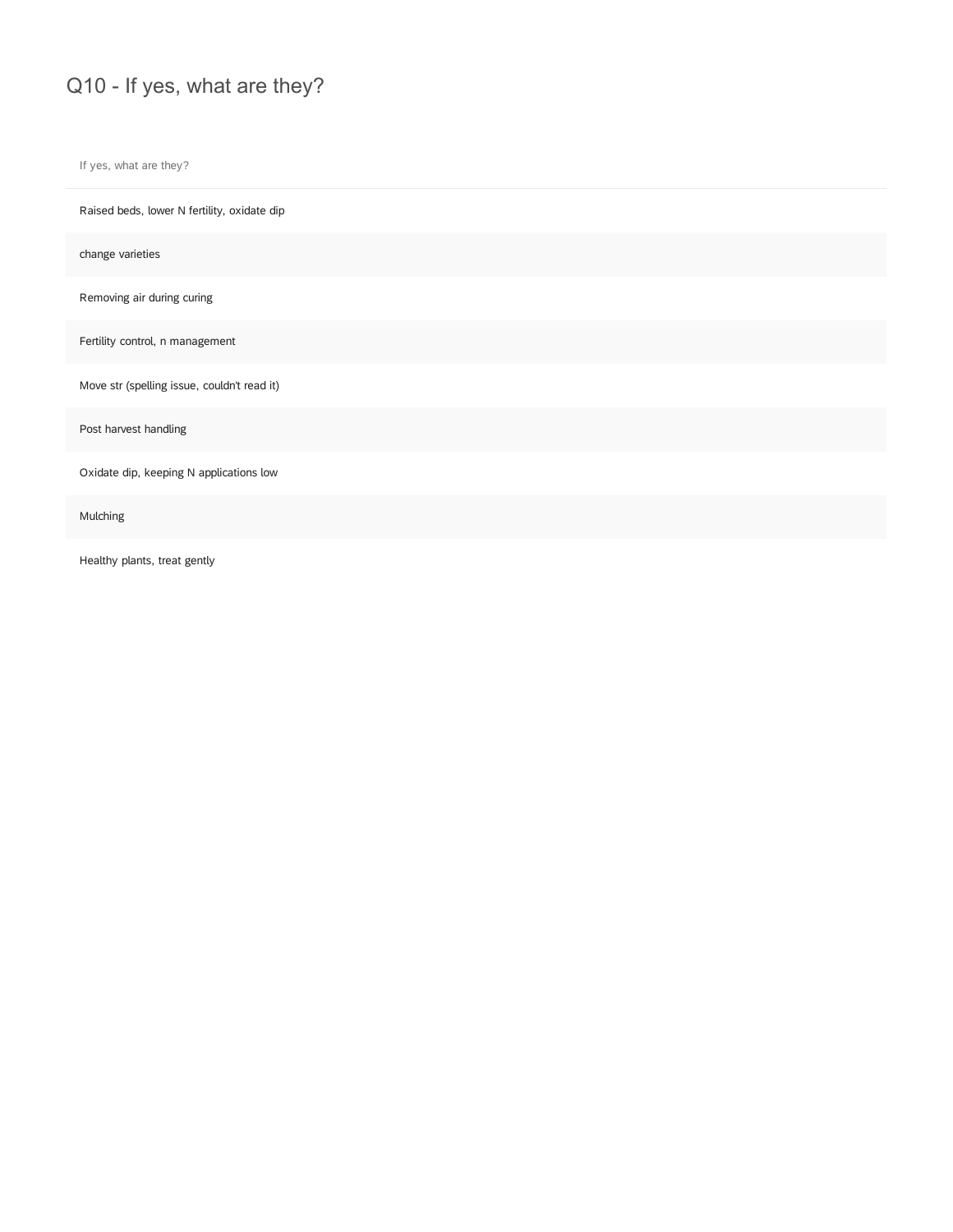## Q10 - If yes, what are they?

| If yes, what are they? |
| --- |
| Raised beds, lower N fertility, oxidate dip |
| change varieties |
| Removing air during curing |
| Fertility control, n management |
| Move str (spelling issue, couldn't read it) |
| Post harvest handling |
| Oxidate dip, keeping N applications low |
| Mulching |
| Healthy plants, treat gently |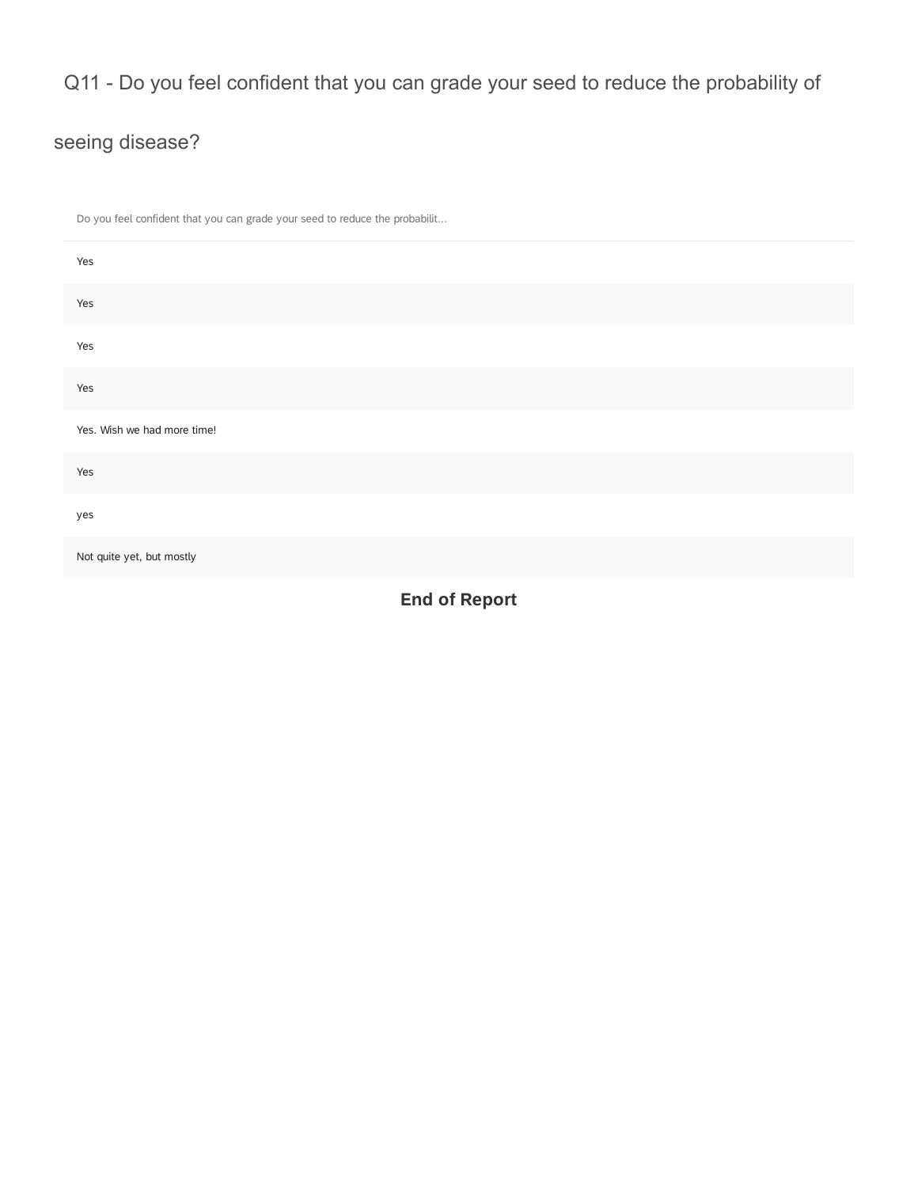## Q11 - Do you feel confident that you can grade your seed to reduce the probability of seeing disease?

| Do you feel confident that you can grade your seed to reduce the probabilit... |
| --- |
| Yes |
| Yes |
| Yes |
| Yes |
| Yes. Wish we had more time! |
| Yes |
| yes |
| Not quite yet, but mostly |

**End of Report**